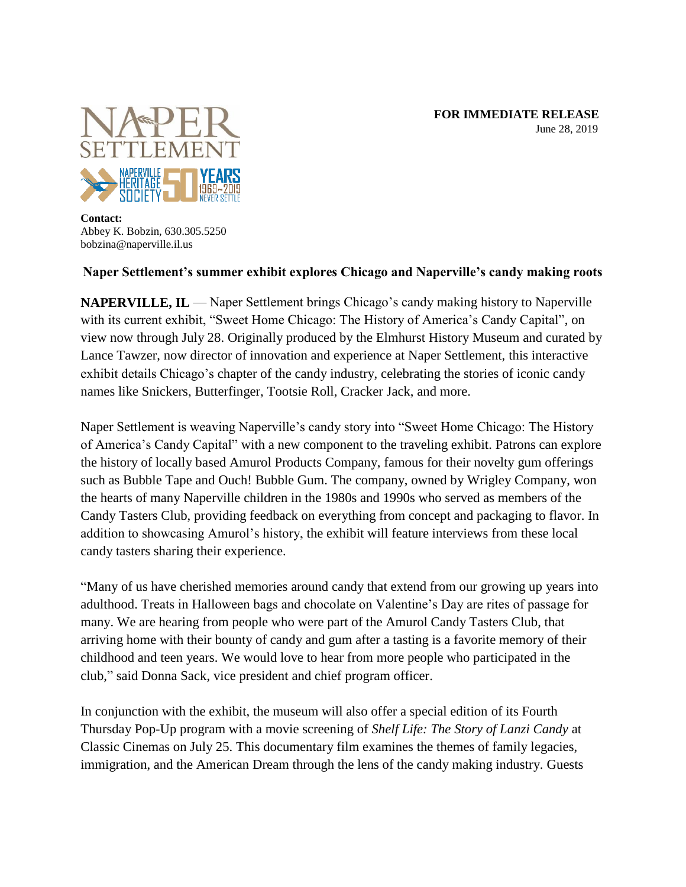**FOR IMMEDIATE RELEASE**
June 28, 2019

NAPER SETTLEMENT

NAPERVILLE HERITAGE SOCIETY 50 YEARS 1969~2019 NEVER SETTLE

**Contact:**
Abbey K. Bobzin, 630.305.5250
bobzina@naperville.il.us

## Naper Settlement's summer exhibit explores Chicago and Naperville's candy making roots

**NAPERVILLE, IL** — Naper Settlement brings Chicago's candy making history to Naperville with its current exhibit, "Sweet Home Chicago: The History of America's Candy Capital", on view now through July 28. Originally produced by the Elmhurst History Museum and curated by Lance Tawzer, now director of innovation and experience at Naper Settlement, this interactive exhibit details Chicago's chapter of the candy industry, celebrating the stories of iconic candy names like Snickers, Butterfinger, Tootsie Roll, Cracker Jack, and more.

Naper Settlement is weaving Naperville's candy story into "Sweet Home Chicago: The History of America's Candy Capital" with a new component to the traveling exhibit. Patrons can explore the history of locally based Amurol Products Company, famous for their novelty gum offerings such as Bubble Tape and Ouch! Bubble Gum. The company, owned by Wrigley Company, won the hearts of many Naperville children in the 1980s and 1990s who served as members of the Candy Tasters Club, providing feedback on everything from concept and packaging to flavor. In addition to showcasing Amurol's history, the exhibit will feature interviews from these local candy tasters sharing their experience.

"Many of us have cherished memories around candy that extend from our growing up years into adulthood. Treats in Halloween bags and chocolate on Valentine's Day are rites of passage for many. We are hearing from people who were part of the Amurol Candy Tasters Club, that arriving home with their bounty of candy and gum after a tasting is a favorite memory of their childhood and teen years. We would love to hear from more people who participated in the club," said Donna Sack, vice president and chief program officer.

In conjunction with the exhibit, the museum will also offer a special edition of its Fourth Thursday Pop-Up program with a movie screening of *Shelf Life: The Story of Lanzi Candy* at Classic Cinemas on July 25. This documentary film examines the themes of family legacies, immigration, and the American Dream through the lens of the candy making industry. Guests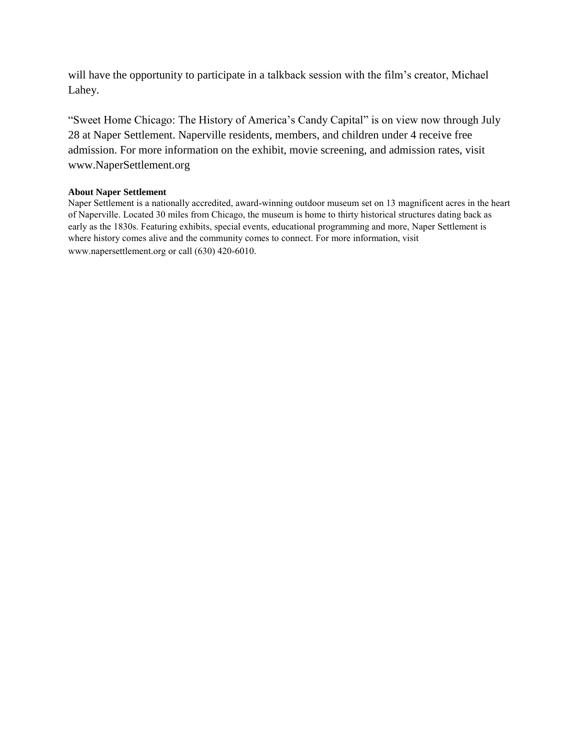will have the opportunity to participate in a talkback session with the film's creator, Michael Lahey.

"Sweet Home Chicago: The History of America's Candy Capital" is on view now through July 28 at Naper Settlement. Naperville residents, members, and children under 4 receive free admission. For more information on the exhibit, movie screening, and admission rates, visit www.NaperSettlement.org

**About Naper Settlement**

Naper Settlement is a nationally accredited, award-winning outdoor museum set on 13 magnificent acres in the heart of Naperville. Located 30 miles from Chicago, the museum is home to thirty historical structures dating back as early as the 1830s. Featuring exhibits, special events, educational programming and more, Naper Settlement is where history comes alive and the community comes to connect. For more information, visit www.napersettlement.org or call (630) 420-6010.